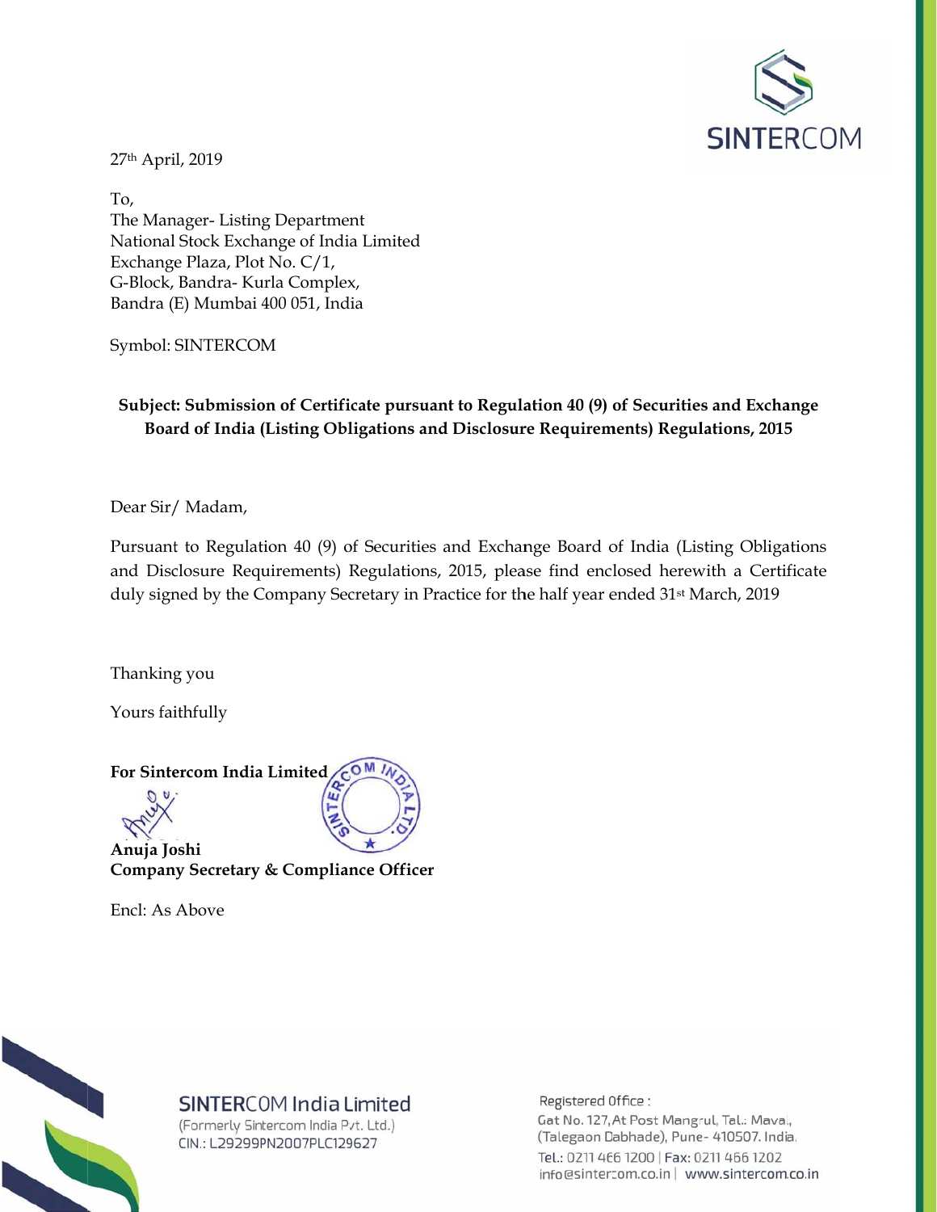SINTERCOM

27th April, 2019

To,
The Manager- Listing Department
National Stock Exchange of India Limited
Exchange Plaza, Plot No. C/1,
G-Block, Bandra- Kurla Complex,
Bandra (E) Mumbai 400 051, India

Symbol: SINTERCOM

**Subject: Submission of Certificate pursuant to Regulation 40 (9) of Securities and Exchange Board of India (Listing Obligations and Disclosure Requirements) Regulations, 2015**

Dear Sir/ Madam,

Pursuant to Regulation 40 (9) of Securities and Exchange Board of India (Listing Obligations and Disclosure Requirements) Regulations, 2015, please find enclosed herewith a Certificate duly signed by the Company Secretary in Practice for the half year ended 31st March, 2019

Thanking you

Yours faithfully

**For Sintercom India Limited**

**Anuja Joshi**
**Company Secretary & Compliance Officer**

Encl: As Above

SINTERCOM India Limited
(Formerly Sintercom India Pvt. Ltd.)
CIN.: L29299PN2007PLC129627

Registered Office :
Gat No. 127, At Post Mangrul, Tal.: Maval,
(Talegaon Dabhade), Pune- 410507. India.
Tel.: 0211 466 1200 | Fax: 0211 466 1202
info@sintercom.co.in | www.sintercom.co.in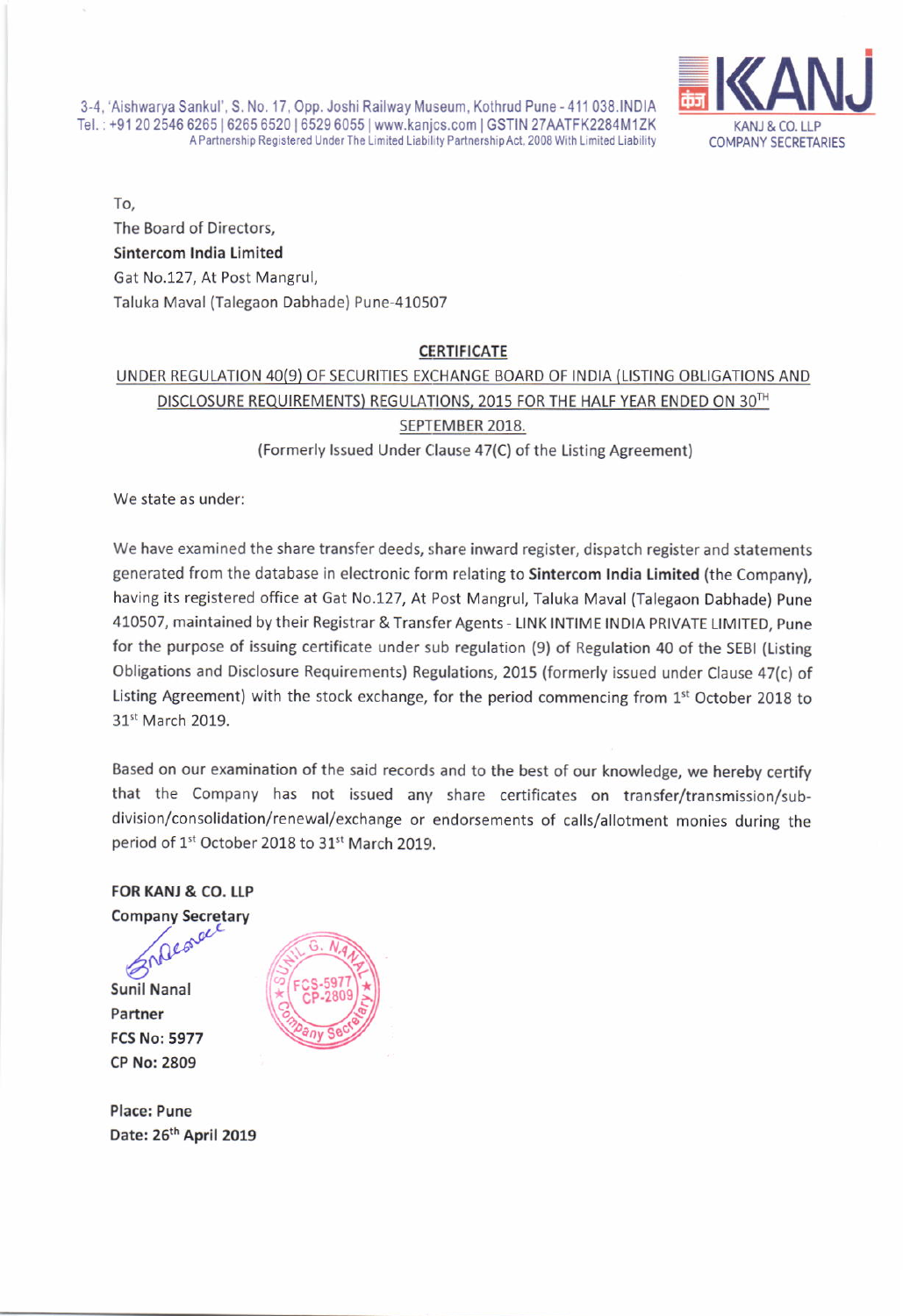3-4, 'Aishwarya Sankul', S. No. 17, Opp. Joshi Railway Museum, Kothrud Pune - 411 038.INDIA
Tel. : +91 20 2546 6265 | 6265 6520 | 6529 6055 | www.kanjcs.com | GSTIN 27AATFK2284M1ZK
A Partnership Registered Under The Limited Liability Partnership Act, 2008 With Limited Liability

KANJ

KANJ & CO. LLP
COMPANY SECRETARIES

To,
The Board of Directors,
**Sintercom India Limited**
Gat No.127, At Post Mangrul,
Taluka Maval (Talegaon Dabhade) Pune-410507

## CERTIFICATE

UNDER REGULATION 40(9) OF SECURITIES EXCHANGE BOARD OF INDIA (LISTING OBLIGATIONS AND DISCLOSURE REQUIREMENTS) REGULATIONS, 2015 FOR THE HALF YEAR ENDED ON 30TH SEPTEMBER 2018.

(Formerly Issued Under Clause 47(C) of the Listing Agreement)

We state as under:

We have examined the share transfer deeds, share inward register, dispatch register and statements generated from the database in electronic form relating to **Sintercom India Limited** (the Company), having its registered office at Gat No.127, At Post Mangrul, Taluka Maval (Talegaon Dabhade) Pune 410507, maintained by their Registrar & Transfer Agents - LINK INTIME INDIA PRIVATE LIMITED, Pune for the purpose of issuing certificate under sub regulation (9) of Regulation 40 of the SEBI (Listing Obligations and Disclosure Requirements) Regulations, 2015 (formerly issued under Clause 47(c) of Listing Agreement) with the stock exchange, for the period commencing from 1st October 2018 to 31st March 2019.

Based on our examination of the said records and to the best of our knowledge, we hereby certify that the Company has not issued any share certificates on transfer/transmission/sub-division/consolidation/renewal/exchange or endorsements of calls/allotment monies during the period of 1st October 2018 to 31st March 2019.

**FOR KANJ & CO. LLP**
**Company Secretary**

Sunil Nanal
Partner
FCS No: 5977
CP No: 2809

Place: Pune
Date: 26th April 2019